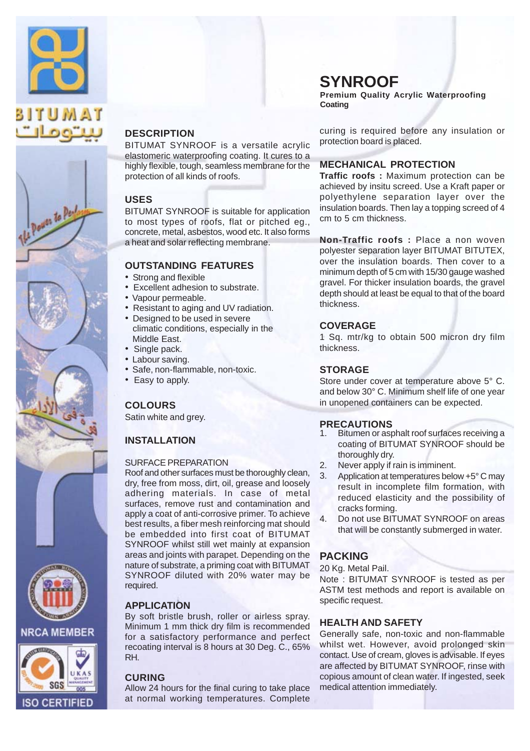BITUMAT

بيتومات

# SYNROOF

**Premium Quality Acrylic Waterproofing Coating**

## DESCRIPTION

BITUMAT SYNROOF is a versatile acrylic elastomeric waterproofing coating. It cures to a highly flexible, tough, seamless membrane for the protection of all kinds of roofs.

## USES

BITUMAT SYNROOF is suitable for application to most types of roofs, flat or pitched eg., concrete, metal, asbestos, wood etc. It also forms a heat and solar reflecting membrane.

## OUTSTANDING FEATURES

- Strong and flexible
- Excellent adhesion to substrate.
- Vapour permeable.
- Resistant to aging and UV radiation.
- Designed to be used in severe climatic conditions, especially in the Middle East.
- Single pack.
- Labour saving.
- Safe, non-flammable, non-toxic.
- Easy to apply.

## COLOURS

Satin white and grey.

## INSTALLATION

SURFACE PREPARATION

Roof and other surfaces must be thoroughly clean, dry, free from moss, dirt, oil, grease and loosely adhering materials. In case of metal surfaces, remove rust and contamination and apply a coat of anti-corrosive primer. To achieve best results, a fiber mesh reinforcing mat should be embedded into first coat of BITUMAT SYNROOF whilst still wet mainly at expansion areas and joints with parapet. Depending on the nature of substrate, a priming coat with BITUMAT SYNROOF diluted with 20% water may be required.

## APPLICATION

By soft bristle brush, roller or airless spray. Minimum 1 mm thick dry film is recommended for a satisfactory performance and perfect recoating interval is 8 hours at 30 Deg. C., 65% RH.

## CURING

Allow 24 hours for the final curing to take place at normal working temperatures. Complete curing is required before any insulation or protection board is placed.

## MECHANICAL PROTECTION

**Traffic roofs :** Maximum protection can be achieved by insitu screed. Use a Kraft paper or polyethylene separation layer over the insulation boards. Then lay a topping screed of 4 cm to 5 cm thickness.

**Non-Traffic roofs :** Place a non woven polyester separation layer BITUMAT BITUTEX, over the insulation boards. Then cover to a minimum depth of 5 cm with 15/30 gauge washed gravel. For thicker insulation boards, the gravel depth should at least be equal to that of the board thickness.

## COVERAGE

1 Sq. mtr/kg to obtain 500 micron dry film thickness.

## STORAGE

Store under cover at temperature above 5° C. and below 30° C. Minimum shelf life of one year in unopened containers can be expected.

## PRECAUTIONS

1. Bitumen or asphalt roof surfaces receiving a coating of BITUMAT SYNROOF should be thoroughly dry.
2. Never apply if rain is imminent.
3. Application at temperatures below +5° C may result in incomplete film formation, with reduced elasticity and the possibility of cracks forming.
4. Do not use BITUMAT SYNROOF on areas that will be constantly submerged in water.

## PACKING

20 Kg. Metal Pail.

Note : BITUMAT SYNROOF is tested as per ASTM test methods and report is available on specific request.

## HEALTH AND SAFETY

Generally safe, non-toxic and non-flammable whilst wet. However, avoid prolonged skin contact. Use of cream, gloves is advisable. If eyes are affected by BITUMAT SYNROOF, rinse with copious amount of clean water. If ingested, seek medical attention immediately.

NRCA MEMBER

ISO CERTIFIED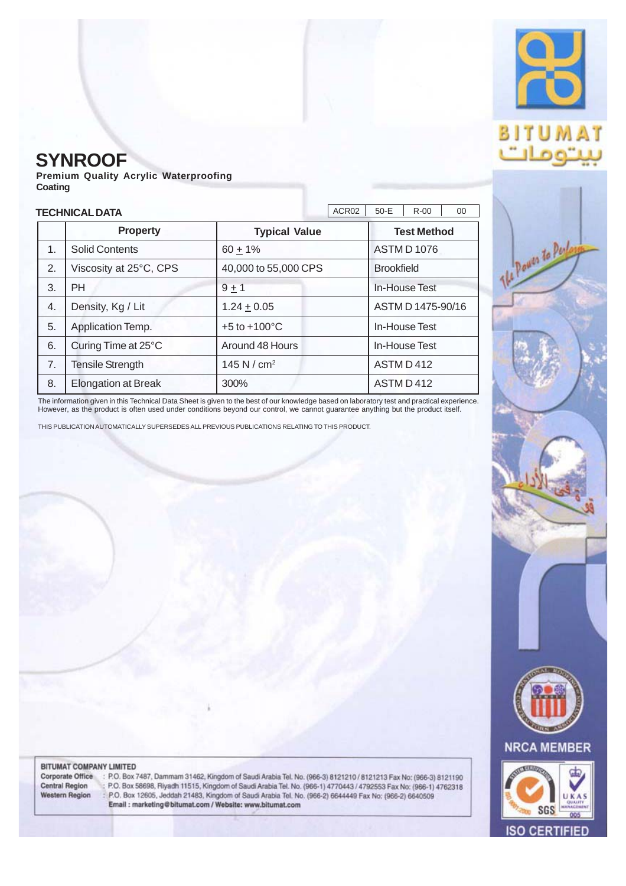# SYNROOF

**Premium Quality Acrylic Waterproofing Coating**

## TECHNICAL DATA

| ACR02 | 50-E | R-00 | 00 |
|---|---|---|---|

| | Property | Typical Value | Test Method |
|---|---|---|---|
| 1. | Solid Contents | 60 ± 1% | ASTM D 1076 |
| 2. | Viscosity at 25°C, CPS | 40,000 to 55,000 CPS | Brookfield |
| 3. | PH | 9 ± 1 | In-House Test |
| 4. | Density, Kg / Lit | 1.24 ± 0.05 | ASTM D 1475-90/16 |
| 5. | Application Temp. | +5 to +100°C | In-House Test |
| 6. | Curing Time at 25°C | Around 48 Hours | In-House Test |
| 7. | Tensile Strength | 145 N / $cm^2$ | ASTM D 412 |
| 8. | Elongation at Break | 300% | ASTM D 412 |

The information given in this Technical Data Sheet is given to the best of our knowledge based on laboratory test and practical experience. However, as the product is often used under conditions beyond our control, we cannot guarantee anything but the product itself.

THIS PUBLICATION AUTOMATICALLY SUPERSEDES ALL PREVIOUS PUBLICATIONS RELATING TO THIS PRODUCT.

**BITUMAT COMPANY LIMITED**

**Corporate Office** : P.O. Box 7487, Dammam 31462, Kingdom of Saudi Arabia Tel. No. (966-3) 8121210 / 8121213 Fax No: (966-3) 8121190

**Central Region** : P.O. Box 58698, Riyadh 11515, Kingdom of Saudi Arabia Tel. No. (966-1) 4770443 / 4792553 Fax No: (966-1) 4762318

**Western Region** : P.O. Box 12605, Jeddah 21483, Kingdom of Saudi Arabia Tel. No. (966-2) 6644449 Fax No: (966-2) 6640509

**Email : marketing@bitumat.com / Website: www.bitumat.com**

BITUMAT
بيتومات

The Power to Perform

قوة في الأداء

NRCA MEMBER

ISO CERTIFIED